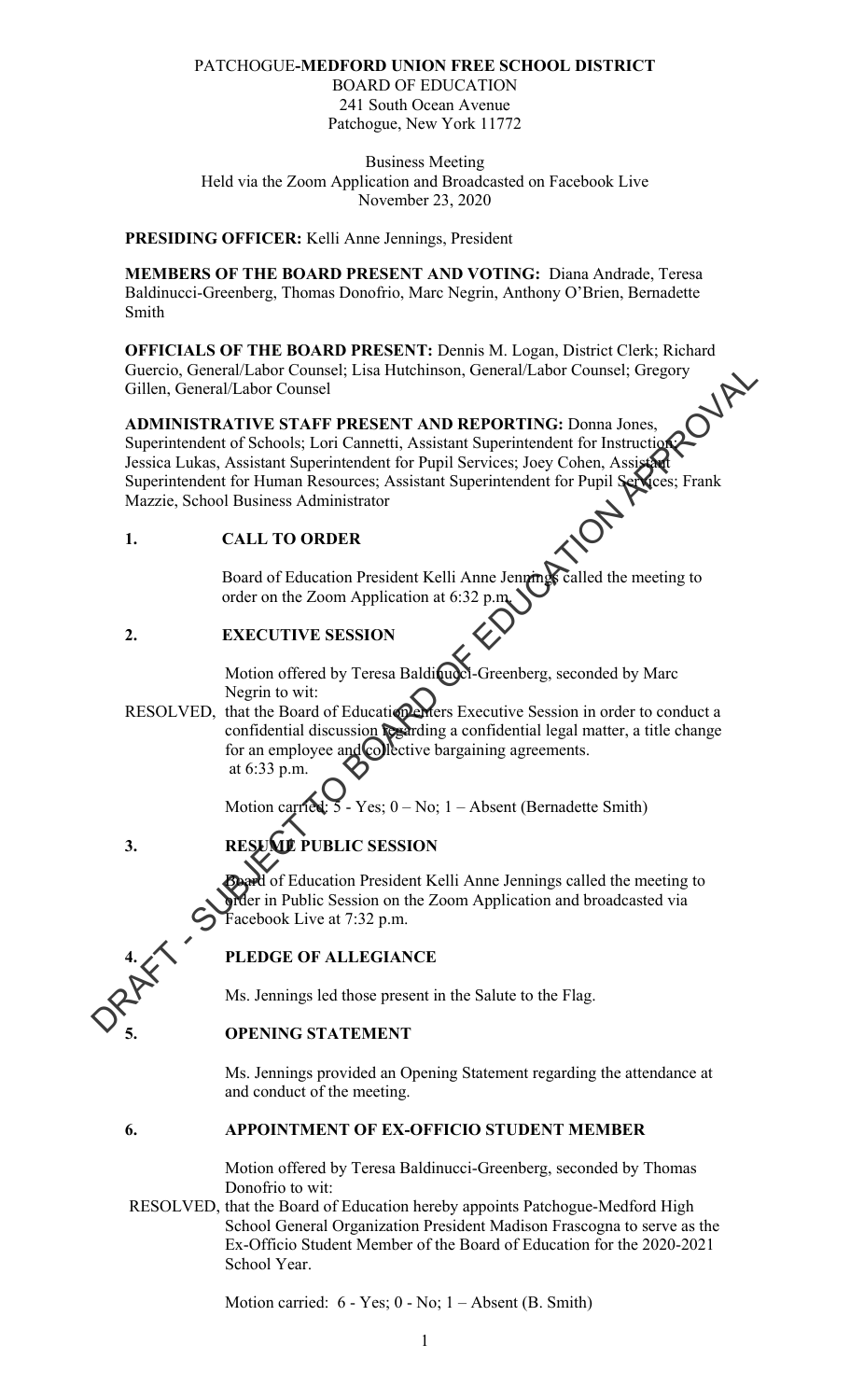PATCHOGUE-**MEDFORD UNION FREE SCHOOL DISTRICT**
BOARD OF EDUCATION
241 South Ocean Avenue
Patchogue, New York 11772

Business Meeting
Held via the Zoom Application and Broadcasted on Facebook Live
November 23, 2020

**PRESIDING OFFICER:** Kelli Anne Jennings, President

**MEMBERS OF THE BOARD PRESENT AND VOTING:** Diana Andrade, Teresa Baldinucci-Greenberg, Thomas Donofrio, Marc Negrin, Anthony O'Brien, Bernadette Smith

**OFFICIALS OF THE BOARD PRESENT:** Dennis M. Logan, District Clerk; Richard Guercio, General/Labor Counsel; Lisa Hutchinson, General/Labor Counsel; Gregory Gillen, General/Labor Counsel

**ADMINISTRATIVE STAFF PRESENT AND REPORTING:** Donna Jones, Superintendent of Schools; Lori Cannetti, Assistant Superintendent for Instruction; Jessica Lukas, Assistant Superintendent for Pupil Services; Joey Cohen, Assistant Superintendent for Human Resources; Assistant Superintendent for Pupil Services; Frank Mazzie, School Business Administrator

## 1. CALL TO ORDER

Board of Education President Kelli Anne Jennings called the meeting to order on the Zoom Application at 6:32 p.m.

## 2. EXECUTIVE SESSION

Motion offered by Teresa Baldinucci-Greenberg, seconded by Marc Negrin to wit:

RESOLVED, that the Board of Education enters Executive Session in order to conduct a confidential discussion regarding a confidential legal matter, a title change for an employee and collective bargaining agreements. at 6:33 p.m.

Motion carried: 5 - Yes; 0 – No; 1 – Absent (Bernadette Smith)

## 3. RESUME PUBLIC SESSION

Board of Education President Kelli Anne Jennings called the meeting to order in Public Session on the Zoom Application and broadcasted via Facebook Live at 7:32 p.m.

## 4. PLEDGE OF ALLEGIANCE

Ms. Jennings led those present in the Salute to the Flag.

## 5. OPENING STATEMENT

Ms. Jennings provided an Opening Statement regarding the attendance at and conduct of the meeting.

## 6. APPOINTMENT OF EX-OFFICIO STUDENT MEMBER

Motion offered by Teresa Baldinucci-Greenberg, seconded by Thomas Donofrio to wit:

RESOLVED, that the Board of Education hereby appoints Patchogue-Medford High School General Organization President Madison Frascogna to serve as the Ex-Officio Student Member of the Board of Education for the 2020-2021 School Year.

Motion carried: 6 - Yes; 0 - No; 1 – Absent (B. Smith)

DRAFT - SUBJECT TO BOARD OF EDUCATION APPROVAL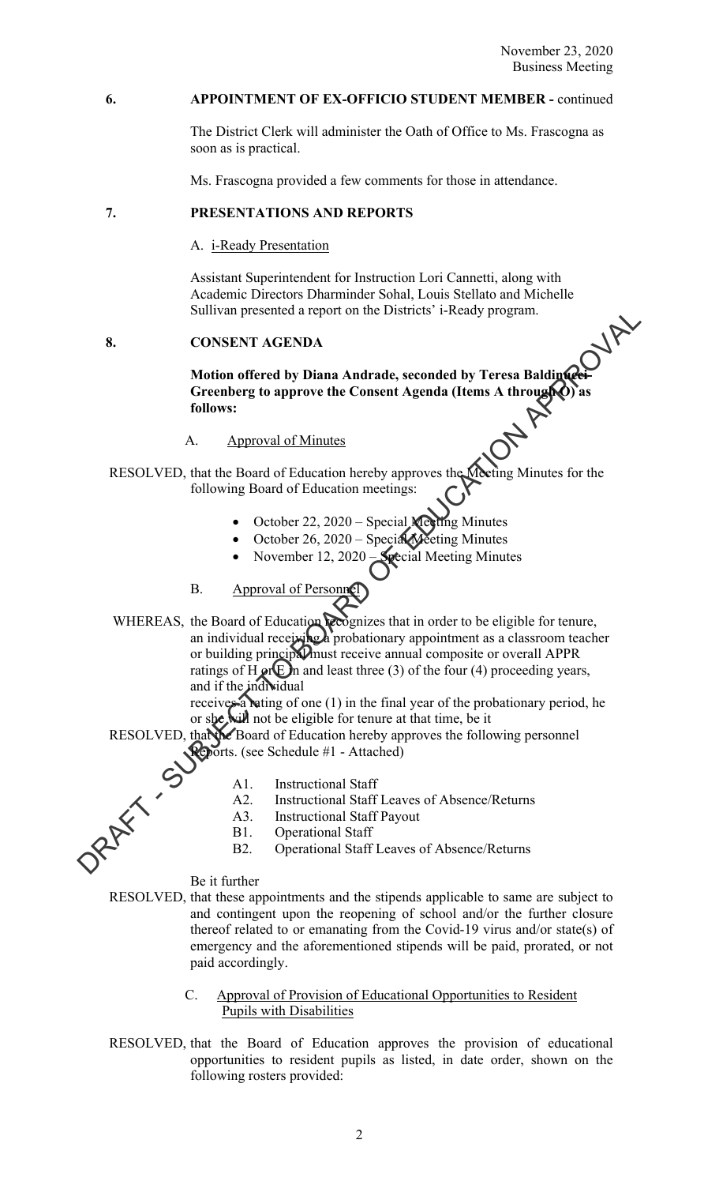## 6. APPOINTMENT OF EX-OFFICIO STUDENT MEMBER - continued

The District Clerk will administer the Oath of Office to Ms. Frascogna as soon as is practical.

Ms. Frascogna provided a few comments for those in attendance.

## 7. PRESENTATIONS AND REPORTS

A. i-Ready Presentation

Assistant Superintendent for Instruction Lori Cannetti, along with Academic Directors Dharminder Sohal, Louis Stellato and Michelle Sullivan presented a report on the Districts' i-Ready program.

## 8. CONSENT AGENDA

**Motion offered by Diana Andrade, seconded by Teresa Baldinucci-Greenberg to approve the Consent Agenda (Items A through O) as follows:**

A. Approval of Minutes

RESOLVED, that the Board of Education hereby approves the Meeting Minutes for the following Board of Education meetings:

- October 22, 2020 – Special Meeting Minutes
- October 26, 2020 – Special Meeting Minutes
- November 12, 2020 – Special Meeting Minutes

B. Approval of Personnel

WHEREAS, the Board of Education recognizes that in order to be eligible for tenure, an individual receiving a probationary appointment as a classroom teacher or building principal must receive annual composite or overall APPR ratings of H or E in and least three (3) of the four (4) proceeding years, and if the individual receives a rating of one (1) in the final year of the probationary period, he or she will not be eligible for tenure at that time, be it

RESOLVED, that the Board of Education hereby approves the following personnel Reports. (see Schedule #1 - Attached)

- A1. Instructional Staff
- A2. Instructional Staff Leaves of Absence/Returns
- A3. Instructional Staff Payout
- B1. Operational Staff
- B2. Operational Staff Leaves of Absence/Returns

Be it further

RESOLVED, that these appointments and the stipends applicable to same are subject to and contingent upon the reopening of school and/or the further closure thereof related to or emanating from the Covid-19 virus and/or state(s) of emergency and the aforementioned stipends will be paid, prorated, or not paid accordingly.

C. Approval of Provision of Educational Opportunities to Resident Pupils with Disabilities

RESOLVED, that the Board of Education approves the provision of educational opportunities to resident pupils as listed, in date order, shown on the following rosters provided: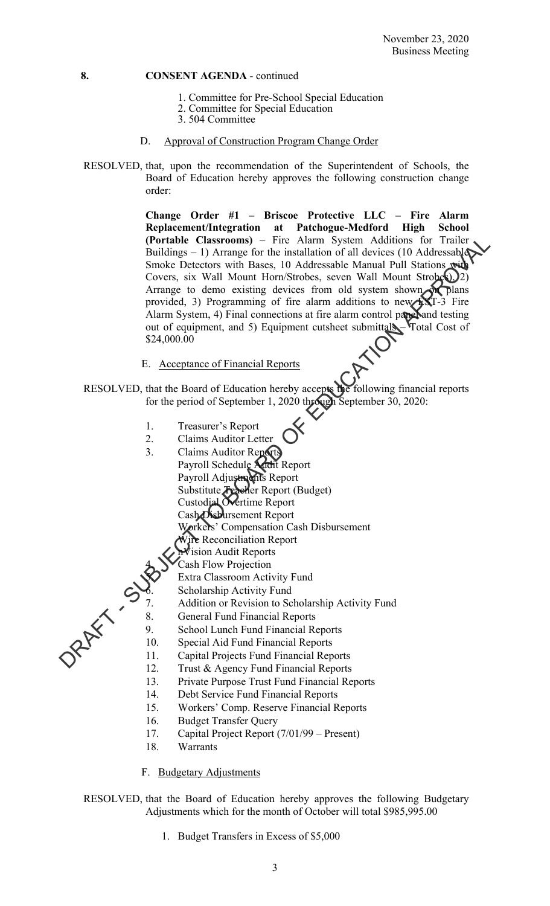**8. CONSENT AGENDA** - continued

1. Committee for Pre-School Special Education
2. Committee for Special Education
3. 504 Committee

D. Approval of Construction Program Change Order

RESOLVED, that, upon the recommendation of the Superintendent of Schools, the Board of Education hereby approves the following construction change order:

**Change Order #1 – Briscoe Protective LLC – Fire Alarm Replacement/Integration at Patchogue-Medford High School (Portable Classrooms)** – Fire Alarm System Additions for Trailer Buildings – 1) Arrange for the installation of all devices (10 Addressable Smoke Detectors with Bases, 10 Addressable Manual Pull Stations with Covers, six Wall Mount Horn/Strobes, seven Wall Mount Strobes), 2) Arrange to demo existing devices from old system shown on plans provided, 3) Programming of fire alarm additions to new EST-3 Fire Alarm System, 4) Final connections at fire alarm control panel and testing out of equipment, and 5) Equipment cutsheet submittals – Total Cost of $24,000.00

E. Acceptance of Financial Reports

RESOLVED, that the Board of Education hereby accepts the following financial reports for the period of September 1, 2020 through September 30, 2020:

1. Treasurer's Report
2. Claims Auditor Letter
3. Claims Auditor Reports
   - Payroll Schedule Audit Report
   - Payroll Adjustments Report
   - Substitute Teacher Report (Budget)
   - Custodial Overtime Report
   - Cash Disbursement Report
   - Workers' Compensation Cash Disbursement
   - Wire Reconciliation Report
   - nVision Audit Reports
4. Cash Flow Projection
5. Extra Classroom Activity Fund
6. Scholarship Activity Fund
7. Addition or Revision to Scholarship Activity Fund
8. General Fund Financial Reports
9. School Lunch Fund Financial Reports
10. Special Aid Fund Financial Reports
11. Capital Projects Fund Financial Reports
12. Trust & Agency Fund Financial Reports
13. Private Purpose Trust Fund Financial Reports
14. Debt Service Fund Financial Reports
15. Workers' Comp. Reserve Financial Reports
16. Budget Transfer Query
17. Capital Project Report (7/01/99 – Present)
18. Warrants

F. Budgetary Adjustments

RESOLVED, that the Board of Education hereby approves the following Budgetary Adjustments which for the month of October will total $985,995.00

1. Budget Transfers in Excess of $5,000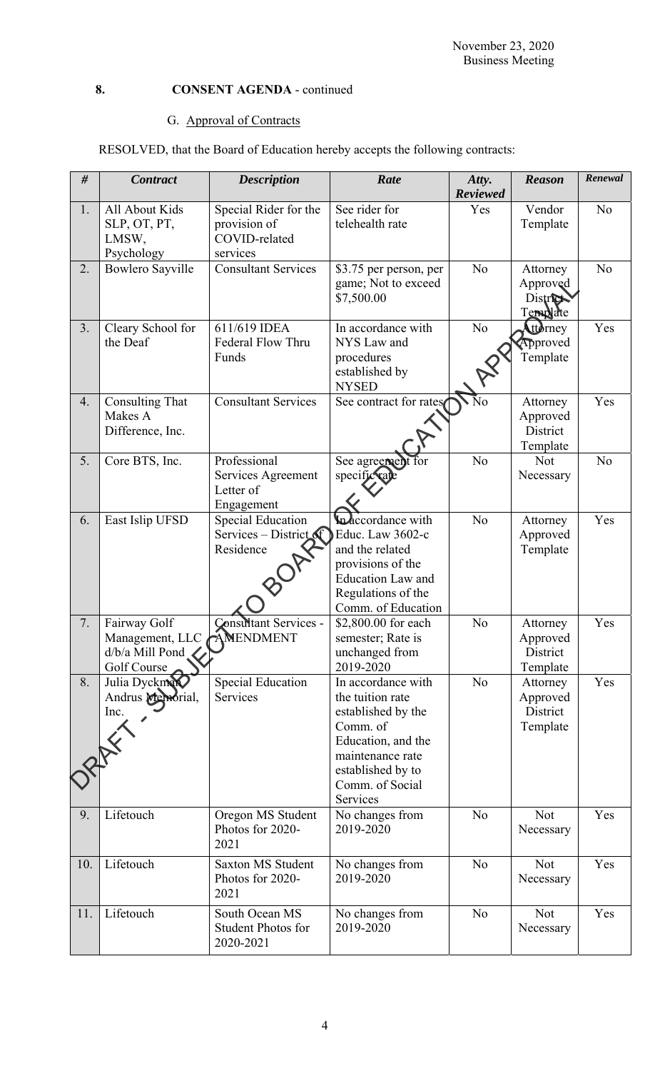November 23, 2020
Business Meeting

**8. CONSENT AGENDA** - continued

G. Approval of Contracts

RESOLVED, that the Board of Education hereby accepts the following contracts:

| # | Contract | Description | Rate | Atty. Reviewed | Reason | Renewal |
|---|---|---|---|---|---|---|
| 1. | All About Kids SLP, OT, PT, LMSW, Psychology | Special Rider for the provision of COVID-related services | See rider for telehealth rate | Yes | Vendor Template | No |
| 2. | Bowlero Sayville | Consultant Services | $3.75 per person, per game; Not to exceed $7,500.00 | No | Attorney Approved District Template | No |
| 3. | Cleary School for the Deaf | 611/619 IDEA Federal Flow Thru Funds | In accordance with NYS Law and procedures established by NYSED | No | Attorney Approved Template | Yes |
| 4. | Consulting That Makes A Difference, Inc. | Consultant Services | See contract for rates | No | Attorney Approved District Template | Yes |
| 5. | Core BTS, Inc. | Professional Services Agreement Letter of Engagement | See agreement for specific rate | No | Not Necessary | No |
| 6. | East Islip UFSD | Special Education Services – District of Residence | In accordance with Educ. Law 3602-c and the related provisions of the Education Law and Regulations of the Comm. of Education | No | Attorney Approved Template | Yes |
| 7. | Fairway Golf Management, LLC d/b/a Mill Pond Golf Course | Consultant Services - AMENDMENT | $2,800.00 for each semester; Rate is unchanged from 2019-2020 | No | Attorney Approved District Template | Yes |
| 8. | Julia Dyckman Andrus Memorial, Inc. | Special Education Services | In accordance with the tuition rate established by the Comm. of Education, and the maintenance rate established by to Comm. of Social Services | No | Attorney Approved District Template | Yes |
| 9. | Lifetouch | Oregon MS Student Photos for 2020-2021 | No changes from 2019-2020 | No | Not Necessary | Yes |
| 10. | Lifetouch | Saxton MS Student Photos for 2020-2021 | No changes from 2019-2020 | No | Not Necessary | Yes |
| 11. | Lifetouch | South Ocean MS Student Photos for 2020-2021 | No changes from 2019-2020 | No | Not Necessary | Yes |

DRAFT - SUBJECT TO BOARD OF EDUCATION APPROVAL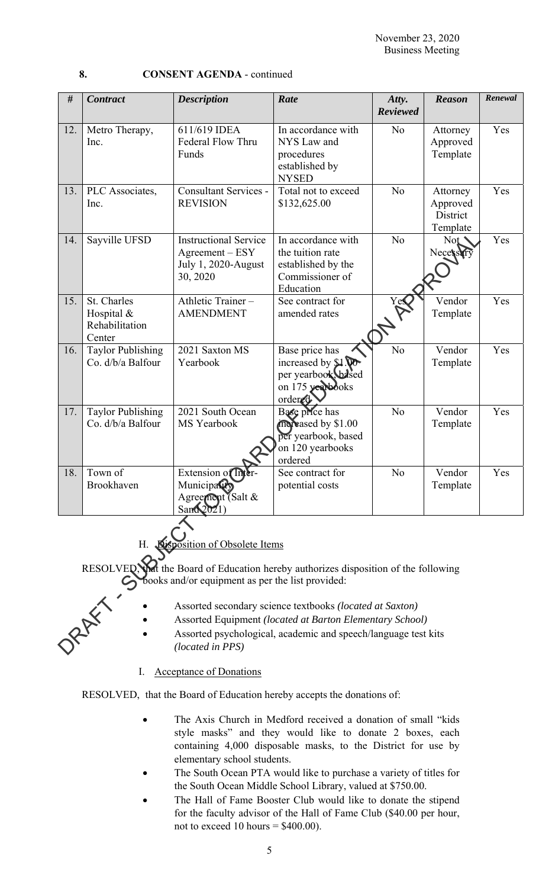**8. CONSENT AGENDA** - continued

| # | *Contract* | *Description* | *Rate* | *Atty. Reviewed* | *Reason* | *Renewal* |
|---|---|---|---|---|---|---|
| 12. | Metro Therapy, Inc. | 611/619 IDEA Federal Flow Thru Funds | In accordance with NYS Law and procedures established by NYSED | No | Attorney Approved Template | Yes |
| 13. | PLC Associates, Inc. | Consultant Services - REVISION | Total not to exceed $132,625.00 | No | Attorney Approved District Template | Yes |
| 14. | Sayville UFSD | Instructional Service Agreement – ESY July 1, 2020-August 30, 2020 | In accordance with the tuition rate established by the Commissioner of Education | No | Not Necessary | Yes |
| 15. | St. Charles Hospital & Rehabilitation Center | Athletic Trainer – AMENDMENT | See contract for amended rates | Yes | Vendor Template | Yes |
| 16. | Taylor Publishing Co. d/b/a Balfour | 2021 Saxton MS Yearbook | Base price has increased by $1.00 per yearbook, based on 175 yearbooks ordered | No | Vendor Template | Yes |
| 17. | Taylor Publishing Co. d/b/a Balfour | 2021 South Ocean MS Yearbook | Base price has increased by $1.00 per yearbook, based on 120 yearbooks ordered | No | Vendor Template | Yes |
| 18. | Town of Brookhaven | Extension of Inter-Municipality Agreement (Salt & Sand 2021) | See contract for potential costs | No | Vendor Template | Yes |

H. Disposition of Obsolete Items

RESOLVED, that the Board of Education hereby authorizes disposition of the following books and/or equipment as per the list provided:

- Assorted secondary science textbooks *(located at Saxton)*
- Assorted Equipment *(located at Barton Elementary School)*
- Assorted psychological, academic and speech/language test kits *(located in PPS)*

I. Acceptance of Donations

RESOLVED, that the Board of Education hereby accepts the donations of:

- The Axis Church in Medford received a donation of small "kids style masks" and they would like to donate 2 boxes, each containing 4,000 disposable masks, to the District for use by elementary school students.
- The South Ocean PTA would like to purchase a variety of titles for the South Ocean Middle School Library, valued at $750.00.
- The Hall of Fame Booster Club would like to donate the stipend for the faculty advisor of the Hall of Fame Club ($40.00 per hour, not to exceed 10 hours = $400.00).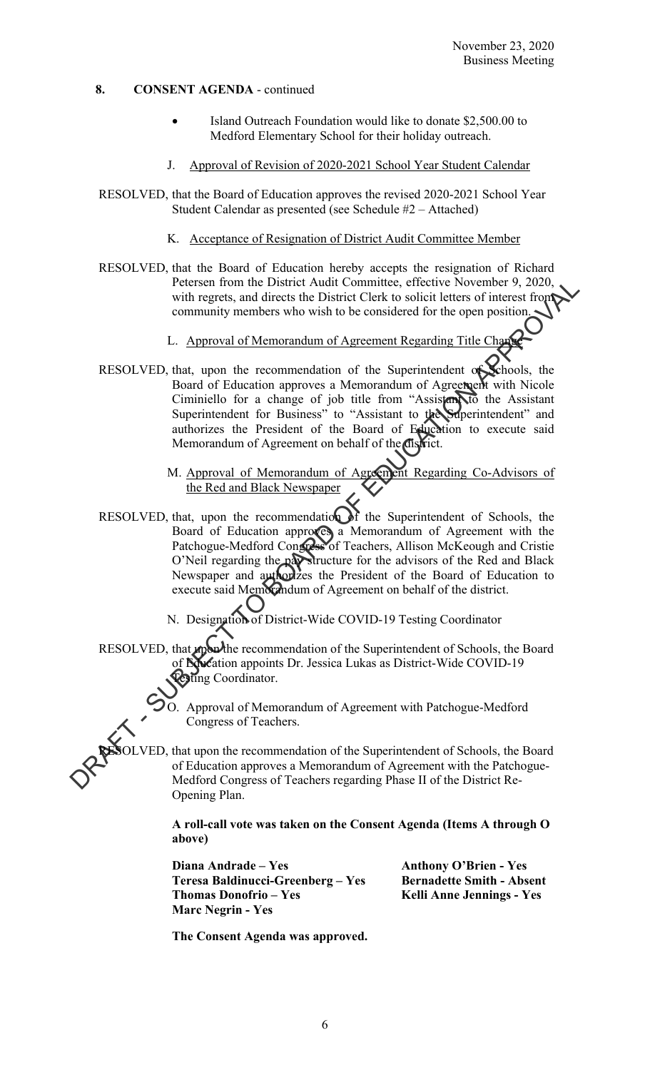## 8. CONSENT AGENDA - continued

- Island Outreach Foundation would like to donate $2,500.00 to Medford Elementary School for their holiday outreach.

J. Approval of Revision of 2020-2021 School Year Student Calendar

RESOLVED, that the Board of Education approves the revised 2020-2021 School Year Student Calendar as presented (see Schedule #2 – Attached)

K. Acceptance of Resignation of District Audit Committee Member

RESOLVED, that the Board of Education hereby accepts the resignation of Richard Petersen from the District Audit Committee, effective November 9, 2020, with regrets, and directs the District Clerk to solicit letters of interest from community members who wish to be considered for the open position.

L. Approval of Memorandum of Agreement Regarding Title Change

RESOLVED, that, upon the recommendation of the Superintendent of Schools, the Board of Education approves a Memorandum of Agreement with Nicole Ciminiello for a change of job title from "Assistant to the Assistant Superintendent for Business" to "Assistant to the Superintendent" and authorizes the President of the Board of Education to execute said Memorandum of Agreement on behalf of the district.

M. Approval of Memorandum of Agreement Regarding Co-Advisors of the Red and Black Newspaper

RESOLVED, that, upon the recommendation of the Superintendent of Schools, the Board of Education approves a Memorandum of Agreement with the Patchogue-Medford Congress of Teachers, Allison McKeough and Cristie O'Neil regarding the pay structure for the advisors of the Red and Black Newspaper and authorizes the President of the Board of Education to execute said Memorandum of Agreement on behalf of the district.

N. Designation of District-Wide COVID-19 Testing Coordinator

RESOLVED, that upon the recommendation of the Superintendent of Schools, the Board of Education appoints Dr. Jessica Lukas as District-Wide COVID-19 Testing Coordinator.

O. Approval of Memorandum of Agreement with Patchogue-Medford Congress of Teachers.

RESOLVED, that upon the recommendation of the Superintendent of Schools, the Board of Education approves a Memorandum of Agreement with the Patchogue-Medford Congress of Teachers regarding Phase II of the District Re-Opening Plan.

**A roll-call vote was taken on the Consent Agenda (Items A through O above)**

**Diana Andrade – Yes**
**Teresa Baldinucci-Greenberg – Yes**
**Thomas Donofrio – Yes**
**Marc Negrin - Yes**
**Anthony O'Brien - Yes**
**Bernadette Smith - Absent**
**Kelli Anne Jennings - Yes**

**The Consent Agenda was approved.**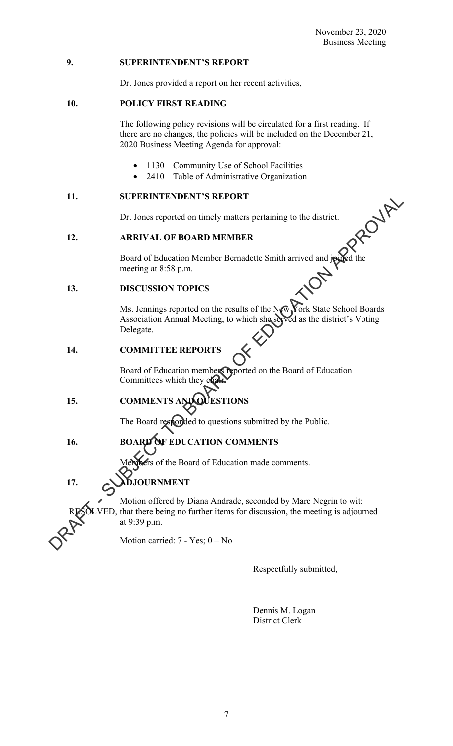**9. SUPERINTENDENT'S REPORT**

Dr. Jones provided a report on her recent activities,

**10. POLICY FIRST READING**

The following policy revisions will be circulated for a first reading. If there are no changes, the policies will be included on the December 21, 2020 Business Meeting Agenda for approval:

- 1130 Community Use of School Facilities
- 2410 Table of Administrative Organization

**11. SUPERINTENDENT'S REPORT**

Dr. Jones reported on timely matters pertaining to the district.

**12. ARRIVAL OF BOARD MEMBER**

Board of Education Member Bernadette Smith arrived and joined the meeting at 8:58 p.m.

**13. DISCUSSION TOPICS**

Ms. Jennings reported on the results of the New York State School Boards Association Annual Meeting, to which she served as the district's Voting Delegate.

**14. COMMITTEE REPORTS**

Board of Education members reported on the Board of Education Committees which they chair.

**15. COMMENTS AND QUESTIONS**

The Board responded to questions submitted by the Public.

**16. BOARD OF EDUCATION COMMENTS**

Members of the Board of Education made comments.

**17. ADJOURNMENT**

Motion offered by Diana Andrade, seconded by Marc Negrin to wit:

RESOLVED, that there being no further items for discussion, the meeting is adjourned at 9:39 p.m.

Motion carried: 7 - Yes; 0 – No

Respectfully submitted,

Dennis M. Logan
District Clerk

DRAFT - SUBJECT TO BOARD OF EDUCATION APPROVAL